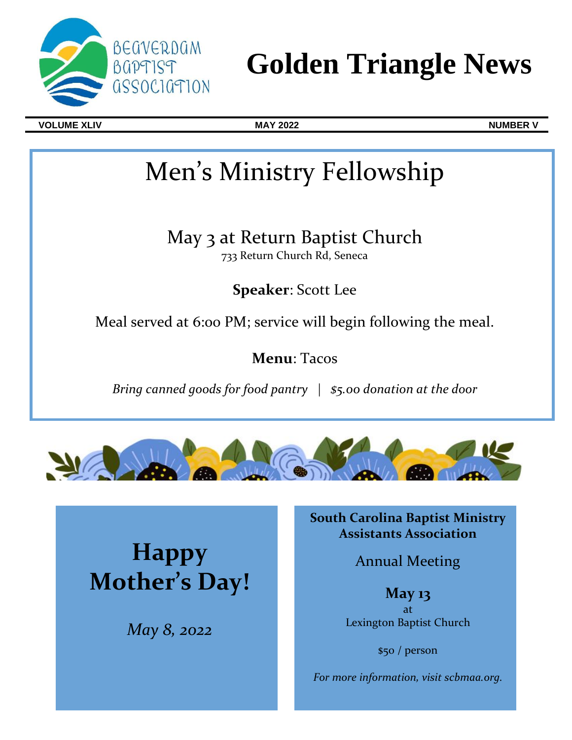BEAVERDAM BAPTIST ASSOCIATION

# Golden Triangle News

**VOLUME XLIV** | **MAY 2022** | **NUMBER V**

## Men's Ministry Fellowship

May 3 at Return Baptist Church
733 Return Church Rd, Seneca

**Speaker**: Scott Lee

Meal served at 6:00 PM; service will begin following the meal.

**Menu**: Tacos

*Bring canned goods for food pantry | $5.00 donation at the door*

## Happy Mother's Day!

*May 8, 2022*

**South Carolina Baptist Ministry Assistants Association**

Annual Meeting

**May 13**
at
Lexington Baptist Church

$50 / person

*For more information, visit scbmaa.org.*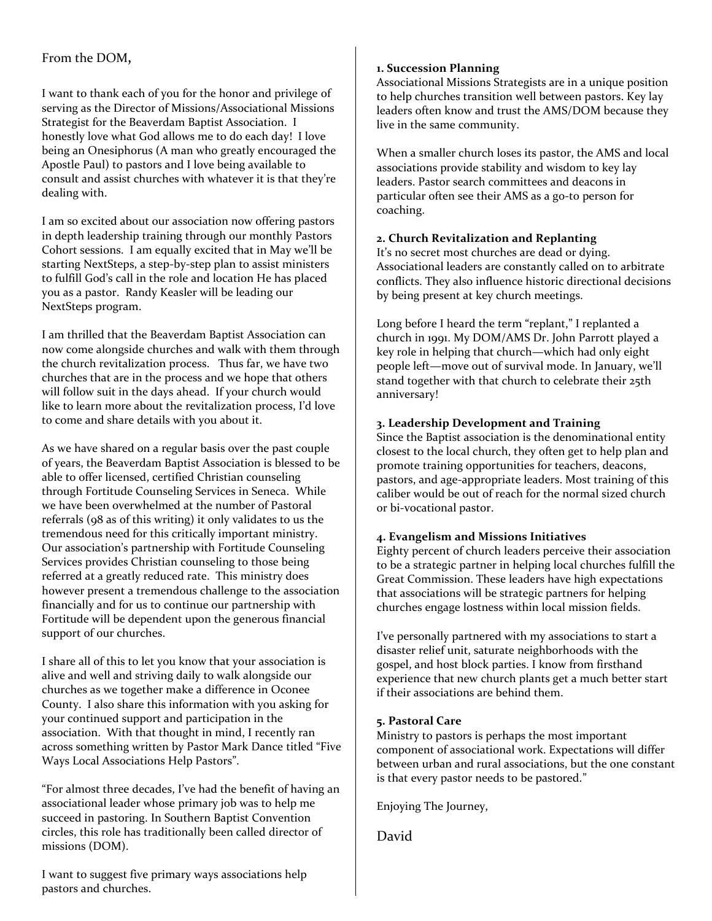From the DOM,

I want to thank each of you for the honor and privilege of serving as the Director of Missions/Associational Missions Strategist for the Beaverdam Baptist Association. I honestly love what God allows me to do each day! I love being an Onesiphorus (A man who greatly encouraged the Apostle Paul) to pastors and I love being available to consult and assist churches with whatever it is that they're dealing with.

I am so excited about our association now offering pastors in depth leadership training through our monthly Pastors Cohort sessions. I am equally excited that in May we'll be starting NextSteps, a step-by-step plan to assist ministers to fulfill God's call in the role and location He has placed you as a pastor. Randy Keasler will be leading our NextSteps program.

I am thrilled that the Beaverdam Baptist Association can now come alongside churches and walk with them through the church revitalization process. Thus far, we have two churches that are in the process and we hope that others will follow suit in the days ahead. If your church would like to learn more about the revitalization process, I'd love to come and share details with you about it.

As we have shared on a regular basis over the past couple of years, the Beaverdam Baptist Association is blessed to be able to offer licensed, certified Christian counseling through Fortitude Counseling Services in Seneca. While we have been overwhelmed at the number of Pastoral referrals (98 as of this writing) it only validates to us the tremendous need for this critically important ministry. Our association's partnership with Fortitude Counseling Services provides Christian counseling to those being referred at a greatly reduced rate. This ministry does however present a tremendous challenge to the association financially and for us to continue our partnership with Fortitude will be dependent upon the generous financial support of our churches.

I share all of this to let you know that your association is alive and well and striving daily to walk alongside our churches as we together make a difference in Oconee County. I also share this information with you asking for your continued support and participation in the association. With that thought in mind, I recently ran across something written by Pastor Mark Dance titled "Five Ways Local Associations Help Pastors".

"For almost three decades, I've had the benefit of having an associational leader whose primary job was to help me succeed in pastoring. In Southern Baptist Convention circles, this role has traditionally been called director of missions (DOM).

I want to suggest five primary ways associations help pastors and churches.

**1. Succession Planning**
Associational Missions Strategists are in a unique position to help churches transition well between pastors. Key lay leaders often know and trust the AMS/DOM because they live in the same community.

When a smaller church loses its pastor, the AMS and local associations provide stability and wisdom to key lay leaders. Pastor search committees and deacons in particular often see their AMS as a go-to person for coaching.

**2. Church Revitalization and Replanting**
It's no secret most churches are dead or dying. Associational leaders are constantly called on to arbitrate conflicts. They also influence historic directional decisions by being present at key church meetings.

Long before I heard the term "replant," I replanted a church in 1991. My DOM/AMS Dr. John Parrott played a key role in helping that church—which had only eight people left—move out of survival mode. In January, we'll stand together with that church to celebrate their 25th anniversary!

**3. Leadership Development and Training**
Since the Baptist association is the denominational entity closest to the local church, they often get to help plan and promote training opportunities for teachers, deacons, pastors, and age-appropriate leaders. Most training of this caliber would be out of reach for the normal sized church or bi-vocational pastor.

**4. Evangelism and Missions Initiatives**
Eighty percent of church leaders perceive their association to be a strategic partner in helping local churches fulfill the Great Commission. These leaders have high expectations that associations will be strategic partners for helping churches engage lostness within local mission fields.

I've personally partnered with my associations to start a disaster relief unit, saturate neighborhoods with the gospel, and host block parties. I know from firsthand experience that new church plants get a much better start if their associations are behind them.

**5. Pastoral Care**
Ministry to pastors is perhaps the most important component of associational work. Expectations will differ between urban and rural associations, but the one constant is that every pastor needs to be pastored."

Enjoying The Journey,

David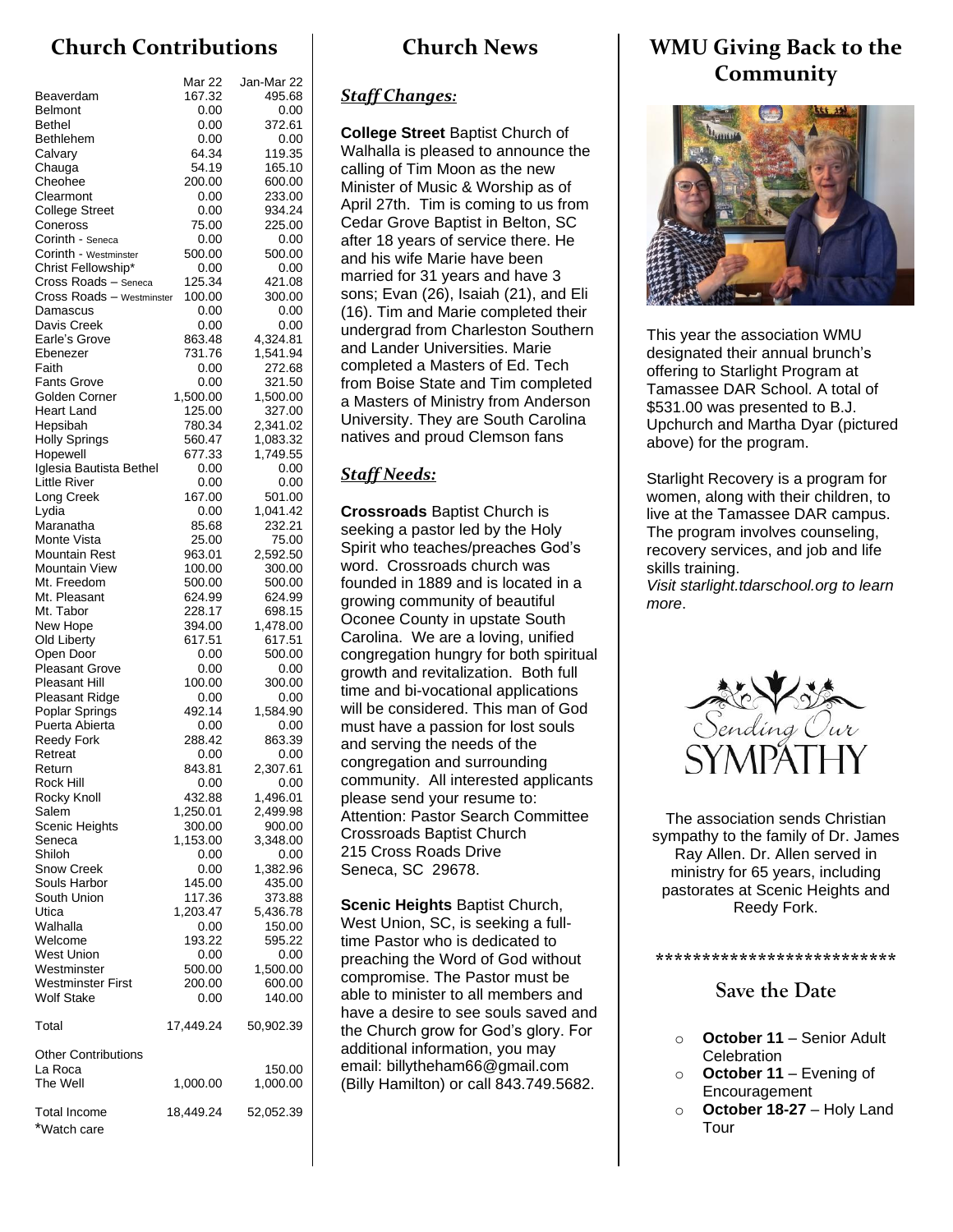## Church Contributions

| | Mar 22 | Jan-Mar 22 |
|---|---|---|
| Beaverdam | 167.32 | 495.68 |
| Belmont | 0.00 | 0.00 |
| Bethel | 0.00 | 372.61 |
| Bethlehem | 0.00 | 0.00 |
| Calvary | 64.34 | 119.35 |
| Chauga | 54.19 | 165.10 |
| Cheohee | 200.00 | 600.00 |
| Clearmont | 0.00 | 233.00 |
| College Street | 0.00 | 934.24 |
| Coneross | 75.00 | 225.00 |
| Corinth - Seneca | 0.00 | 0.00 |
| Corinth - Westminster | 500.00 | 500.00 |
| Christ Fellowship* | 0.00 | 0.00 |
| Cross Roads – Seneca | 125.34 | 421.08 |
| Cross Roads – Westminster | 100.00 | 300.00 |
| Damascus | 0.00 | 0.00 |
| Davis Creek | 0.00 | 0.00 |
| Earle's Grove | 863.48 | 4,324.81 |
| Ebenezer | 731.76 | 1,541.94 |
| Faith | 0.00 | 272.68 |
| Fants Grove | 0.00 | 321.50 |
| Golden Corner | 1,500.00 | 1,500.00 |
| Heart Land | 125.00 | 327.00 |
| Hepsibah | 780.34 | 2,341.02 |
| Holly Springs | 560.47 | 1,083.32 |
| Hopewell | 677.33 | 1,749.55 |
| Iglesia Bautista Bethel | 0.00 | 0.00 |
| Little River | 0.00 | 0.00 |
| Long Creek | 167.00 | 501.00 |
| Lydia | 0.00 | 1,041.42 |
| Maranatha | 85.68 | 232.21 |
| Monte Vista | 25.00 | 75.00 |
| Mountain Rest | 963.01 | 2,592.50 |
| Mountain View | 100.00 | 300.00 |
| Mt. Freedom | 500.00 | 500.00 |
| Mt. Pleasant | 624.99 | 624.99 |
| Mt. Tabor | 228.17 | 698.15 |
| New Hope | 394.00 | 1,478.00 |
| Old Liberty | 617.51 | 617.51 |
| Open Door | 0.00 | 500.00 |
| Pleasant Grove | 0.00 | 0.00 |
| Pleasant Hill | 100.00 | 300.00 |
| Pleasant Ridge | 0.00 | 0.00 |
| Poplar Springs | 492.14 | 1,584.90 |
| Puerta Abierta | 0.00 | 0.00 |
| Reedy Fork | 288.42 | 863.39 |
| Retreat | 0.00 | 0.00 |
| Return | 843.81 | 2,307.61 |
| Rock Hill | 0.00 | 0.00 |
| Rocky Knoll | 432.88 | 1,496.01 |
| Salem | 1,250.01 | 2,499.98 |
| Scenic Heights | 300.00 | 900.00 |
| Seneca | 1,153.00 | 3,348.00 |
| Shiloh | 0.00 | 0.00 |
| Snow Creek | 0.00 | 1,382.96 |
| Souls Harbor | 145.00 | 435.00 |
| South Union | 117.36 | 373.88 |
| Utica | 1,203.47 | 5,436.78 |
| Walhalla | 0.00 | 150.00 |
| Welcome | 193.22 | 595.22 |
| West Union | 0.00 | 0.00 |
| Westminster | 500.00 | 1,500.00 |
| Westminster First | 200.00 | 600.00 |
| Wolf Stake | 0.00 | 140.00 |
| Total | 17,449.24 | 50,902.39 |
| Other Contributions | | |
| La Roca | | 150.00 |
| The Well | 1,000.00 | 1,000.00 |
| Total Income | 18,449.24 | 52,052.39 |

*Watch care

## Church News

### *Staff Changes:*

**College Street** Baptist Church of Walhalla is pleased to announce the calling of Tim Moon as the new Minister of Music & Worship as of April 27th. Tim is coming to us from Cedar Grove Baptist in Belton, SC after 18 years of service there. He and his wife Marie have been married for 31 years and have 3 sons; Evan (26), Isaiah (21), and Eli (16). Tim and Marie completed their undergrad from Charleston Southern and Lander Universities. Marie completed a Masters of Ed. Tech from Boise State and Tim completed a Masters of Ministry from Anderson University. They are South Carolina natives and proud Clemson fans

### *Staff Needs:*

**Crossroads** Baptist Church is seeking a pastor led by the Holy Spirit who teaches/preaches God's word. Crossroads church was founded in 1889 and is located in a growing community of beautiful Oconee County in upstate South Carolina. We are a loving, unified congregation hungry for both spiritual growth and revitalization. Both full time and bi-vocational applications will be considered. This man of God must have a passion for lost souls and serving the needs of the congregation and surrounding community. All interested applicants please send your resume to:
Attention: Pastor Search Committee
Crossroads Baptist Church
215 Cross Roads Drive
Seneca, SC 29678.

**Scenic Heights** Baptist Church, West Union, SC, is seeking a full-time Pastor who is dedicated to preaching the Word of God without compromise. The Pastor must be able to minister to all members and have a desire to see souls saved and the Church grow for God's glory. For additional information, you may email: billytheham66@gmail.com (Billy Hamilton) or call 843.749.5682.

## WMU Giving Back to the Community

This year the association WMU designated their annual brunch's offering to Starlight Program at Tamassee DAR School. A total of $531.00 was presented to B.J. Upchurch and Martha Dyar (pictured above) for the program.

Starlight Recovery is a program for women, along with their children, to live at the Tamassee DAR campus. The program involves counseling, recovery services, and job and life skills training.
*Visit starlight.tdarschool.org to learn more*.

Sending Our SYMPATHY

The association sends Christian sympathy to the family of Dr. James Ray Allen. Dr. Allen served in ministry for 65 years, including pastorates at Scenic Heights and Reedy Fork.

**************************

### Save the Date

- **October 11** – Senior Adult Celebration
- **October 11** – Evening of Encouragement
- **October 18-27** – Holy Land Tour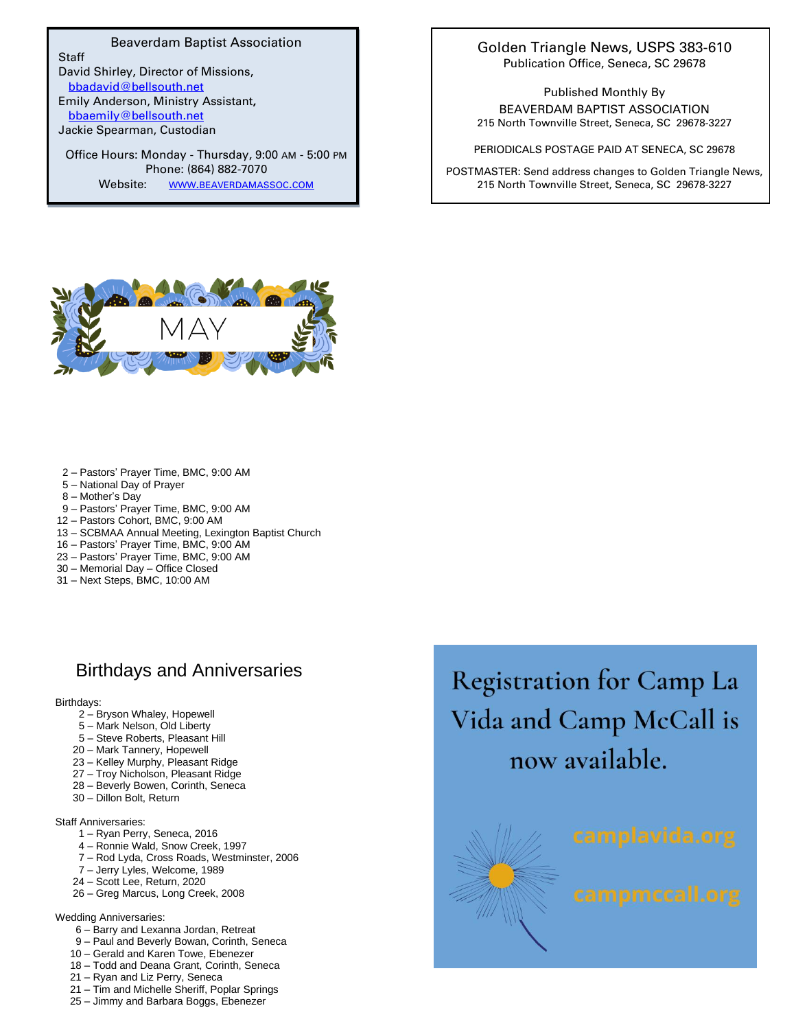Beaverdam Baptist Association

Staff

David Shirley, Director of Missions,
bbadavid@bellsouth.net

Emily Anderson, Ministry Assistant,
bbaemily@bellsouth.net

Jackie Spearman, Custodian

Office Hours: Monday - Thursday, 9:00 AM - 5:00 PM
Phone: (864) 882-7070
Website: WWW.BEAVERDAMASSOC.COM

Golden Triangle News, USPS 383-610
Publication Office, Seneca, SC 29678

Published Monthly By
BEAVERDAM BAPTIST ASSOCIATION
215 North Townville Street, Seneca, SC 29678-3227

PERIODICALS POSTAGE PAID AT SENECA, SC 29678

POSTMASTER: Send address changes to Golden Triangle News, 215 North Townville Street, Seneca, SC 29678-3227

# MAY

- 2 – Pastors' Prayer Time, BMC, 9:00 AM
- 5 – National Day of Prayer
- 8 – Mother's Day
- 9 – Pastors' Prayer Time, BMC, 9:00 AM
- 12 – Pastors Cohort, BMC, 9:00 AM
- 13 – SCBMAA Annual Meeting, Lexington Baptist Church
- 16 – Pastors' Prayer Time, BMC, 9:00 AM
- 23 – Pastors' Prayer Time, BMC, 9:00 AM
- 30 – Memorial Day – Office Closed
- 31 – Next Steps, BMC, 10:00 AM

## Birthdays and Anniversaries

Birthdays:

- 2 – Bryson Whaley, Hopewell
- 5 – Mark Nelson, Old Liberty
- 5 – Steve Roberts, Pleasant Hill
- 20 – Mark Tannery, Hopewell
- 23 – Kelley Murphy, Pleasant Ridge
- 27 – Troy Nicholson, Pleasant Ridge
- 28 – Beverly Bowen, Corinth, Seneca
- 30 – Dillon Bolt, Return

Staff Anniversaries:

- 1 – Ryan Perry, Seneca, 2016
- 4 – Ronnie Wald, Snow Creek, 1997
- 7 – Rod Lyda, Cross Roads, Westminster, 2006
- 7 – Jerry Lyles, Welcome, 1989
- 24 – Scott Lee, Return, 2020
- 26 – Greg Marcus, Long Creek, 2008

Wedding Anniversaries:

- 6 – Barry and Lexanna Jordan, Retreat
- 9 – Paul and Beverly Bowan, Corinth, Seneca
- 10 – Gerald and Karen Towe, Ebenezer
- 18 – Todd and Deana Grant, Corinth, Seneca
- 21 – Ryan and Liz Perry, Seneca
- 21 – Tim and Michelle Sheriff, Poplar Springs
- 25 – Jimmy and Barbara Boggs, Ebenezer

Registration for Camp La Vida and Camp McCall is now available.

camplavida.org

campmccall.org